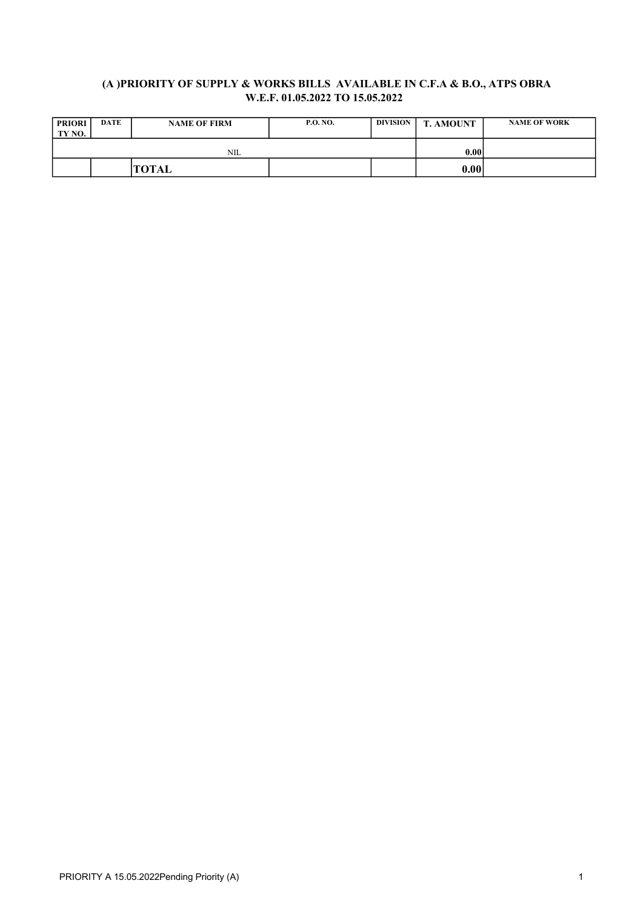## (A )PRIORITY OF SUPPLY & WORKS BILLS AVAILABLE IN C.F.A & B.O., ATPS OBRA
## W.E.F. 01.05.2022 TO 15.05.2022

| PRIORITY NO. | DATE | NAME OF FIRM | P.O. NO. | DIVISION | T. AMOUNT | NAME OF WORK |
|---|---|---|---|---|---|---|
| | | NIL | | | 0.00 | |
| | | **TOTAL** | | | **0.00** | |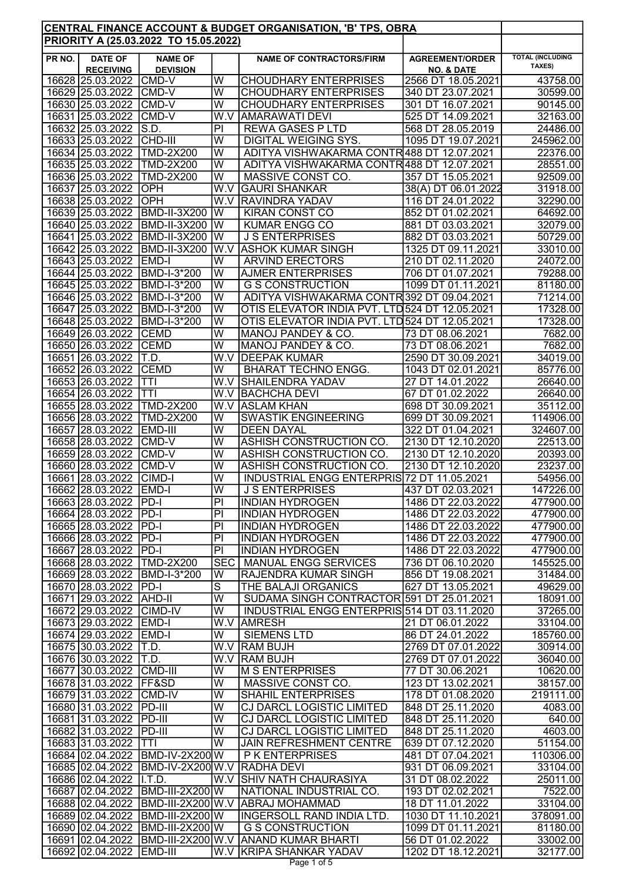## CENTRAL FINANCE ACCOUNT & BUDGET ORGANISATION, 'B' TPS, OBRA

### PRIORITY A (25.03.2022 TO 15.05.2022)

| PR NO. | DATE OF RECEIVING | NAME OF DEVISION | | NAME OF CONTRACTORS/FIRM | AGREEMENT/ORDER NO. & DATE | TOTAL (INCLUDING TAXES) |
|---|---|---|---|---|---|---|
| 16628 | 25.03.2022 | CMD-V | W | CHOUDHARY ENTERPRISES | 2566 DT 18.05.2021 | 43758.00 |
| 16629 | 25.03.2022 | CMD-V | W | CHOUDHARY ENTERPRISES | 340 DT 23.07.2021 | 30599.00 |
| 16630 | 25.03.2022 | CMD-V | W | CHOUDHARY ENTERPRISES | 301 DT 16.07.2021 | 90145.00 |
| 16631 | 25.03.2022 | CMD-V | W.V | AMARAWATI DEVI | 525 DT 14.09.2021 | 32163.00 |
| 16632 | 25.03.2022 | S.D. | PI | REWA GASES P LTD | 568 DT 28.05.2019 | 24486.00 |
| 16633 | 25.03.2022 | CHD-III | W | DIGITAL WEIGING SYS. | 1095 DT 19.07.2021 | 245962.00 |
| 16634 | 25.03.2022 | TMD-2X200 | W | ADITYA VISHWAKARMA CONTR | 488 DT 12.07.2021 | 22376.00 |
| 16635 | 25.03.2022 | TMD-2X200 | W | ADITYA VISHWAKARMA CONTR | 488 DT 12.07.2021 | 28551.00 |
| 16636 | 25.03.2022 | TMD-2X200 | W | MASSIVE CONST CO. | 357 DT 15.05.2021 | 92509.00 |
| 16637 | 25.03.2022 | OPH | W.V | GAURI SHANKAR | 38(A) DT 06.01.2022 | 31918.00 |
| 16638 | 25.03.2022 | OPH | W.V | RAVINDRA YADAV | 116 DT 24.01.2022 | 32290.00 |
| 16639 | 25.03.2022 | BMD-II-3X200 | W | KIRAN CONST CO | 852 DT 01.02.2021 | 64692.00 |
| 16640 | 25.03.2022 | BMD-II-3X200 | W | KUMAR ENGG CO | 881 DT 03.03.2021 | 32079.00 |
| 16641 | 25.03.2022 | BMD-II-3X200 | W | J S ENTERPRISES | 882 DT 03.03.2021 | 50729.00 |
| 16642 | 25.03.2022 | BMD-II-3X200 | W.V | ASHOK KUMAR SINGH | 1325 DT 09.11.2021 | 33010.00 |
| 16643 | 25.03.2022 | EMD-I | W | ARVIND ERECTORS | 210 DT 02.11.2020 | 24072.00 |
| 16644 | 25.03.2022 | BMD-I-3*200 | W | AJMER ENTERPRISES | 706 DT 01.07.2021 | 79288.00 |
| 16645 | 25.03.2022 | BMD-I-3*200 | W | G S CONSTRUCTION | 1099 DT 01.11.2021 | 81180.00 |
| 16646 | 25.03.2022 | BMD-I-3*200 | W | ADITYA VISHWAKARMA CONTR | 392 DT 09.04.2021 | 71214.00 |
| 16647 | 25.03.2022 | BMD-I-3*200 | W | OTIS ELEVATOR INDIA PVT. LTD | 524 DT 12.05.2021 | 17328.00 |
| 16648 | 25.03.2022 | BMD-I-3*200 | W | OTIS ELEVATOR INDIA PVT. LTD | 524 DT 12.05.2021 | 17328.00 |
| 16649 | 26.03.2022 | CEMD | W | MANOJ PANDEY & CO. | 73 DT 08.06.2021 | 7682.00 |
| 16650 | 26.03.2022 | CEMD | W | MANOJ PANDEY & CO. | 73 DT 08.06.2021 | 7682.00 |
| 16651 | 26.03.2022 | T.D. | W.V | DEEPAK KUMAR | 2590 DT 30.09.2021 | 34019.00 |
| 16652 | 26.03.2022 | CEMD | W | BHARAT TECHNO ENGG. | 1043 DT 02.01.2021 | 85776.00 |
| 16653 | 26.03.2022 | TTI | W.V | SHAILENDRA YADAV | 27 DT 14.01.2022 | 26640.00 |
| 16654 | 26.03.2022 | TTI | W.V | BACHCHA DEVI | 67 DT 01.02.2022 | 26640.00 |
| 16655 | 28.03.2022 | TMD-2X200 | W.V | ASLAM KHAN | 698 DT 30.09.2021 | 35112.00 |
| 16656 | 28.03.2022 | TMD-2X200 | W | SWASTIK ENGINEERING | 699 DT 30.09.2021 | 114906.00 |
| 16657 | 28.03.2022 | EMD-III | W | DEEN DAYAL | 322 DT 01.04.2021 | 324607.00 |
| 16658 | 28.03.2022 | CMD-V | W | ASHISH CONSTRUCTION CO. | 2130 DT 12.10.2020 | 22513.00 |
| 16659 | 28.03.2022 | CMD-V | W | ASHISH CONSTRUCTION CO. | 2130 DT 12.10.2020 | 20393.00 |
| 16660 | 28.03.2022 | CMD-V | W | ASHISH CONSTRUCTION CO. | 2130 DT 12.10.2020 | 23237.00 |
| 16661 | 28.03.2022 | CIMD-I | W | INDUSTRIAL ENGG ENTERPRIS | 72 DT 11.05.2021 | 54956.00 |
| 16662 | 28.03.2022 | EMD-I | W | J S ENTERPRISES | 437 DT 02.03.2021 | 147226.00 |
| 16663 | 28.03.2022 | PD-I | PI | INDIAN HYDROGEN | 1486 DT 22.03.2022 | 477900.00 |
| 16664 | 28.03.2022 | PD-I | PI | INDIAN HYDROGEN | 1486 DT 22.03.2022 | 477900.00 |
| 16665 | 28.03.2022 | PD-I | PI | INDIAN HYDROGEN | 1486 DT 22.03.2022 | 477900.00 |
| 16666 | 28.03.2022 | PD-I | PI | INDIAN HYDROGEN | 1486 DT 22.03.2022 | 477900.00 |
| 16667 | 28.03.2022 | PD-I | PI | INDIAN HYDROGEN | 1486 DT 22.03.2022 | 477900.00 |
| 16668 | 28.03.2022 | TMD-2X200 | SEC | MANUAL ENGG SERVICES | 736 DT 06.10.2020 | 145525.00 |
| 16669 | 28.03.2022 | BMD-I-3*200 | W | RAJENDRA KUMAR SINGH | 856 DT 19.08.2021 | 31484.00 |
| 16670 | 28.03.2022 | PD-I | S | THE BALAJI ORGANICS | 627 DT 13.05.2021 | 49629.00 |
| 16671 | 29.03.2022 | AHD-II | W | SUDAMA SINGH CONTRACTOR | 591 DT 25.01.2021 | 18091.00 |
| 16672 | 29.03.2022 | CIMD-IV | W | INDUSTRIAL ENGG ENTERPRIS | 514 DT 03.11.2020 | 37265.00 |
| 16673 | 29.03.2022 | EMD-I | W.V | AMRESH | 21 DT 06.01.2022 | 33104.00 |
| 16674 | 29.03.2022 | EMD-I | W | SIEMENS LTD | 86 DT 24.01.2022 | 185760.00 |
| 16675 | 30.03.2022 | T.D. | W.V | RAM BUJH | 2769 DT 07.01.2022 | 30914.00 |
| 16676 | 30.03.2022 | T.D. | W.V | RAM BUJH | 2769 DT 07.01.2022 | 36040.00 |
| 16677 | 30.03.2022 | CMD-III | W | M S ENTERPRISES | 77 DT 30.06.2021 | 10620.00 |
| 16678 | 31.03.2022 | FF&SD | W | MASSIVE CONST CO. | 123 DT 13.02.2021 | 38157.00 |
| 16679 | 31.03.2022 | CMD-IV | W | SHAHIL ENTERPRISES | 178 DT 01.08.2020 | 219111.00 |
| 16680 | 31.03.2022 | PD-III | W | CJ DARCL LOGISTIC LIMITED | 848 DT 25.11.2020 | 4083.00 |
| 16681 | 31.03.2022 | PD-III | W | CJ DARCL LOGISTIC LIMITED | 848 DT 25.11.2020 | 640.00 |
| 16682 | 31.03.2022 | PD-III | W | CJ DARCL LOGISTIC LIMITED | 848 DT 25.11.2020 | 4603.00 |
| 16683 | 31.03.2022 | TTI | W | JAIN REFRESHMENT CENTRE | 639 DT 07.12.2020 | 51154.00 |
| 16684 | 02.04.2022 | BMD-IV-2X200 | W | P K ENTERPRISES | 481 DT 07.04.2021 | 110306.00 |
| 16685 | 02.04.2022 | BMD-IV-2X200 | W.V | RADHA DEVI | 931 DT 06.09.2021 | 33104.00 |
| 16686 | 02.04.2022 | I.T.D. | W.V | SHIV NATH CHAURASIYA | 31 DT 08.02.2022 | 25011.00 |
| 16687 | 02.04.2022 | BMD-III-2X200 | W | NATIONAL INDUSTRIAL CO. | 193 DT 02.02.2021 | 7522.00 |
| 16688 | 02.04.2022 | BMD-III-2X200 | W.V | ABRAJ MOHAMMAD | 18 DT 11.01.2022 | 33104.00 |
| 16689 | 02.04.2022 | BMD-III-2X200 | W | INGERSOLL RAND INDIA LTD. | 1030 DT 11.10.2021 | 378091.00 |
| 16690 | 02.04.2022 | BMD-III-2X200 | W | G S CONSTRUCTION | 1099 DT 01.11.2021 | 81180.00 |
| 16691 | 02.04.2022 | BMD-III-2X200 | W.V | ANAND KUMAR BHARTI | 56 DT 01.02.2022 | 33002.00 |
| 16692 | 02.04.2022 | EMD-III | W.V | KRIPA SHANKAR YADAV | 1202 DT 18.12.2021 | 32177.00 |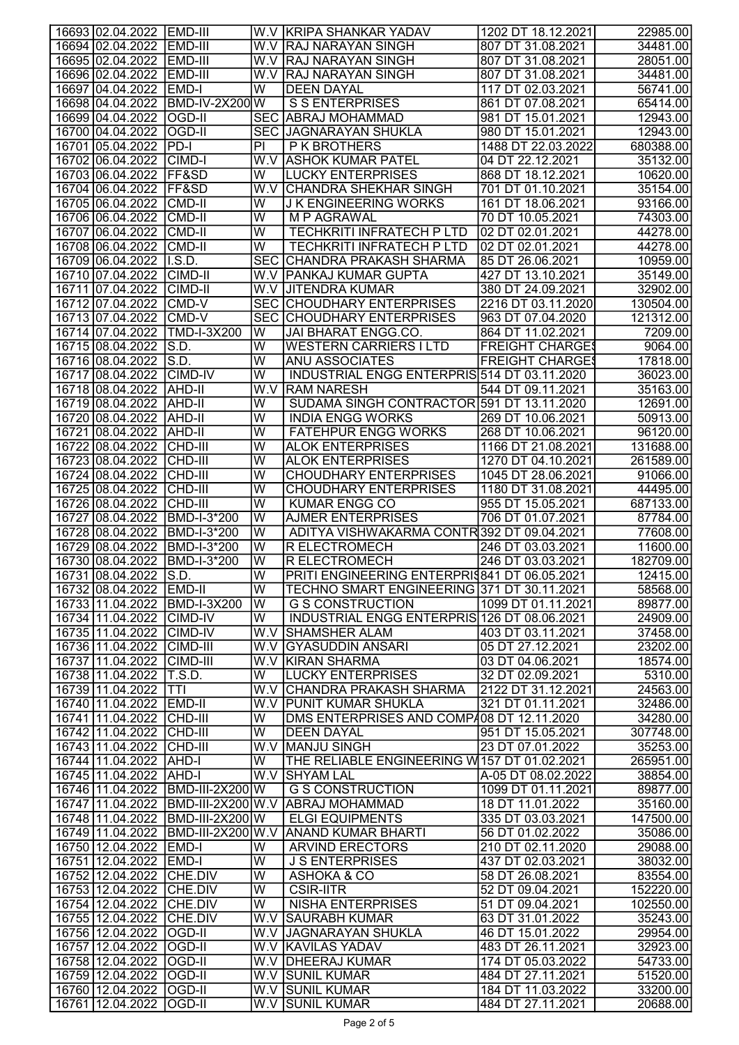| | | | | | | |
|---|---|---|---|---|---|---|
| 16693 | 02.04.2022 | EMD-III | W.V | KRIPA SHANKAR YADAV | 1202 DT 18.12.2021 | 22985.00 |
| 16694 | 02.04.2022 | EMD-III | W.V | RAJ NARAYAN SINGH | 807 DT 31.08.2021 | 34481.00 |
| 16695 | 02.04.2022 | EMD-III | W.V | RAJ NARAYAN SINGH | 807 DT 31.08.2021 | 28051.00 |
| 16696 | 02.04.2022 | EMD-III | W.V | RAJ NARAYAN SINGH | 807 DT 31.08.2021 | 34481.00 |
| 16697 | 04.04.2022 | EMD-I | W | DEEN DAYAL | 117 DT 02.03.2021 | 56741.00 |
| 16698 | 04.04.2022 | BMD-IV-2X200 | W | S S ENTERPRISES | 861 DT 07.08.2021 | 65414.00 |
| 16699 | 04.04.2022 | OGD-II | SEC | ABRAJ MOHAMMAD | 981 DT 15.01.2021 | 12943.00 |
| 16700 | 04.04.2022 | OGD-II | SEC | JAGNARAYAN SHUKLA | 980 DT 15.01.2021 | 12943.00 |
| 16701 | 05.04.2022 | PD-I | PI | P K BROTHERS | 1488 DT 22.03.2022 | 680388.00 |
| 16702 | 06.04.2022 | CIMD-I | W.V | ASHOK KUMAR PATEL | 04 DT 22.12.2021 | 35132.00 |
| 16703 | 06.04.2022 | FF&SD | W | LUCKY ENTERPRISES | 868 DT 18.12.2021 | 10620.00 |
| 16704 | 06.04.2022 | FF&SD | W.V | CHANDRA SHEKHAR SINGH | 701 DT 01.10.2021 | 35154.00 |
| 16705 | 06.04.2022 | CMD-II | W | J K ENGINEERING WORKS | 161 DT 18.06.2021 | 93166.00 |
| 16706 | 06.04.2022 | CMD-II | W | M P AGRAWAL | 70 DT 10.05.2021 | 74303.00 |
| 16707 | 06.04.2022 | CMD-II | W | TECHKRITI INFRATECH P LTD | 02 DT 02.01.2021 | 44278.00 |
| 16708 | 06.04.2022 | CMD-II | W | TECHKRITI INFRATECH P LTD | 02 DT 02.01.2021 | 44278.00 |
| 16709 | 06.04.2022 | I.S.D. | SEC | CHANDRA PRAKASH SHARMA | 85 DT 26.06.2021 | 10959.00 |
| 16710 | 07.04.2022 | CIMD-II | W.V | PANKAJ KUMAR GUPTA | 427 DT 13.10.2021 | 35149.00 |
| 16711 | 07.04.2022 | CIMD-II | W.V | JITENDRA KUMAR | 380 DT 24.09.2021 | 32902.00 |
| 16712 | 07.04.2022 | CMD-V | SEC | CHOUDHARY ENTERPRISES | 2216 DT 03.11.2020 | 130504.00 |
| 16713 | 07.04.2022 | CMD-V | SEC | CHOUDHARY ENTERPRISES | 963 DT 07.04.2020 | 121312.00 |
| 16714 | 07.04.2022 | TMD-I-3X200 | W | JAI BHARAT ENGG.CO. | 864 DT 11.02.2021 | 7209.00 |
| 16715 | 08.04.2022 | S.D. | W | WESTERN CARRIERS I LTD | FREIGHT CHARGES | 9064.00 |
| 16716 | 08.04.2022 | S.D. | W | ANU ASSOCIATES | FREIGHT CHARGES | 17818.00 |
| 16717 | 08.04.2022 | CIMD-IV | W | INDUSTRIAL ENGG ENTERPRIS | 514 DT 03.11.2020 | 36023.00 |
| 16718 | 08.04.2022 | AHD-II | W.V | RAM NARESH | 544 DT 09.11.2021 | 35163.00 |
| 16719 | 08.04.2022 | AHD-II | W | SUDAMA SINGH CONTRACTOR | 591 DT 13.11.2020 | 12691.00 |
| 16720 | 08.04.2022 | AHD-II | W | INDIA ENGG WORKS | 269 DT 10.06.2021 | 50913.00 |
| 16721 | 08.04.2022 | AHD-II | W | FATEHPUR ENGG WORKS | 268 DT 10.06.2021 | 96120.00 |
| 16722 | 08.04.2022 | CHD-III | W | ALOK ENTERPRISES | 1166 DT 21.08.2021 | 131688.00 |
| 16723 | 08.04.2022 | CHD-III | W | ALOK ENTERPRISES | 1270 DT 04.10.2021 | 261589.00 |
| 16724 | 08.04.2022 | CHD-III | W | CHOUDHARY ENTERPRISES | 1045 DT 28.06.2021 | 91066.00 |
| 16725 | 08.04.2022 | CHD-III | W | CHOUDHARY ENTERPRISES | 1180 DT 31.08.2021 | 44495.00 |
| 16726 | 08.04.2022 | CHD-III | W | KUMAR ENGG CO | 955 DT 15.05.2021 | 687133.00 |
| 16727 | 08.04.2022 | BMD-I-3*200 | W | AJMER ENTERPRISES | 706 DT 01.07.2021 | 87784.00 |
| 16728 | 08.04.2022 | BMD-I-3*200 | W | ADITYA VISHWAKARMA CONTR | 392 DT 09.04.2021 | 77608.00 |
| 16729 | 08.04.2022 | BMD-I-3*200 | W | R ELECTROMECH | 246 DT 03.03.2021 | 11600.00 |
| 16730 | 08.04.2022 | BMD-I-3*200 | W | R ELECTROMECH | 246 DT 03.03.2021 | 182709.00 |
| 16731 | 08.04.2022 | S.D. | W | PRITI ENGINEERING ENTERPRIS | 841 DT 06.05.2021 | 12415.00 |
| 16732 | 08.04.2022 | EMD-II | W | TECHNO SMART ENGINEERING | 371 DT 30.11.2021 | 58568.00 |
| 16733 | 11.04.2022 | BMD-I-3X200 | W | G S CONSTRUCTION | 1099 DT 01.11.2021 | 89877.00 |
| 16734 | 11.04.2022 | CIMD-IV | W | INDUSTRIAL ENGG ENTERPRIS | 126 DT 08.06.2021 | 24909.00 |
| 16735 | 11.04.2022 | CIMD-IV | W.V | SHAMSHER ALAM | 403 DT 03.11.2021 | 37458.00 |
| 16736 | 11.04.2022 | CIMD-III | W.V | GYASUDDIN ANSARI | 05 DT 27.12.2021 | 23202.00 |
| 16737 | 11.04.2022 | CIMD-III | W.V | KIRAN SHARMA | 03 DT 04.06.2021 | 18574.00 |
| 16738 | 11.04.2022 | T.S.D. | W | LUCKY ENTERPRISES | 32 DT 02.09.2021 | 5310.00 |
| 16739 | 11.04.2022 | TTI | W.V | CHANDRA PRAKASH SHARMA | 2122 DT 31.12.2021 | 24563.00 |
| 16740 | 11.04.2022 | EMD-II | W.V | PUNIT KUMAR SHUKLA | 321 DT 01.11.2021 | 32486.00 |
| 16741 | 11.04.2022 | CHD-III | W | DMS ENTERPRISES AND COMPA | 08 DT 12.11.2020 | 34280.00 |
| 16742 | 11.04.2022 | CHD-III | W | DEEN DAYAL | 951 DT 15.05.2021 | 307748.00 |
| 16743 | 11.04.2022 | CHD-III | W.V | MANJU SINGH | 23 DT 07.01.2022 | 35253.00 |
| 16744 | 11.04.2022 | AHD-I | W | THE RELIABLE ENGINEERING W | 157 DT 01.02.2021 | 265951.00 |
| 16745 | 11.04.2022 | AHD-I | W.V | SHYAM LAL | A-05 DT 08.02.2022 | 38854.00 |
| 16746 | 11.04.2022 | BMD-III-2X200 | W | G S CONSTRUCTION | 1099 DT 01.11.2021 | 89877.00 |
| 16747 | 11.04.2022 | BMD-III-2X200 | W.V | ABRAJ MOHAMMAD | 18 DT 11.01.2022 | 35160.00 |
| 16748 | 11.04.2022 | BMD-III-2X200 | W | ELGI EQUIPMENTS | 335 DT 03.03.2021 | 147500.00 |
| 16749 | 11.04.2022 | BMD-III-2X200 | W.V | ANAND KUMAR BHARTI | 56 DT 01.02.2022 | 35086.00 |
| 16750 | 12.04.2022 | EMD-I | W | ARVIND ERECTORS | 210 DT 02.11.2020 | 29088.00 |
| 16751 | 12.04.2022 | EMD-I | W | J S ENTERPRISES | 437 DT 02.03.2021 | 38032.00 |
| 16752 | 12.04.2022 | CHE.DIV | W | ASHOKA & CO | 58 DT 26.08.2021 | 83554.00 |
| 16753 | 12.04.2022 | CHE.DIV | W | CSIR-IITR | 52 DT 09.04.2021 | 152220.00 |
| 16754 | 12.04.2022 | CHE.DIV | W | NISHA ENTERPRISES | 51 DT 09.04.2021 | 102550.00 |
| 16755 | 12.04.2022 | CHE.DIV | W.V | SAURABH KUMAR | 63 DT 31.01.2022 | 35243.00 |
| 16756 | 12.04.2022 | OGD-II | W.V | JAGNARAYAN SHUKLA | 46 DT 15.01.2022 | 29954.00 |
| 16757 | 12.04.2022 | OGD-II | W.V | KAVILAS YADAV | 483 DT 26.11.2021 | 32923.00 |
| 16758 | 12.04.2022 | OGD-II | W.V | DHEERAJ KUMAR | 174 DT 05.03.2022 | 54733.00 |
| 16759 | 12.04.2022 | OGD-II | W.V | SUNIL KUMAR | 484 DT 27.11.2021 | 51520.00 |
| 16760 | 12.04.2022 | OGD-II | W.V | SUNIL KUMAR | 184 DT 11.03.2022 | 33200.00 |
| 16761 | 12.04.2022 | OGD-II | W.V | SUNIL KUMAR | 484 DT 27.11.2021 | 20688.00 |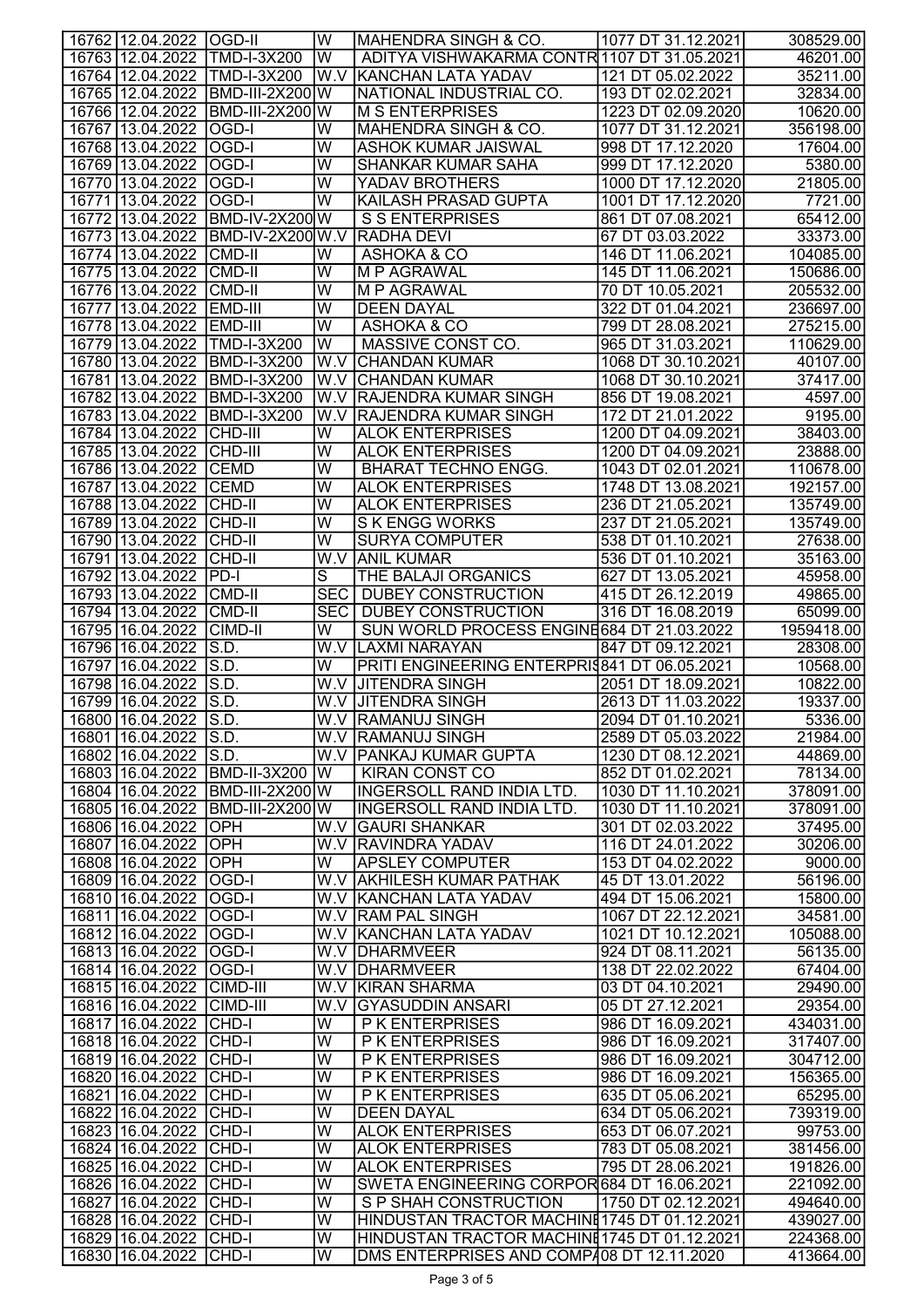| | | | | | | |
|---|---|---|---|---|---|---|
| 16762 | 12.04.2022 | OGD-II | W | MAHENDRA SINGH & CO. | 1077 DT 31.12.2021 | 308529.00 |
| 16763 | 12.04.2022 | TMD-I-3X200 | W | ADITYA VISHWAKARMA CONTR | 1107 DT 31.05.2021 | 46201.00 |
| 16764 | 12.04.2022 | TMD-I-3X200 | W.V | KANCHAN LATA YADAV | 121 DT 05.02.2022 | 35211.00 |
| 16765 | 12.04.2022 | BMD-III-2X200 | W | NATIONAL INDUSTRIAL CO. | 193 DT 02.02.2021 | 32834.00 |
| 16766 | 12.04.2022 | BMD-III-2X200 | W | M S ENTERPRISES | 1223 DT 02.09.2020 | 10620.00 |
| 16767 | 13.04.2022 | OGD-I | W | MAHENDRA SINGH & CO. | 1077 DT 31.12.2021 | 356198.00 |
| 16768 | 13.04.2022 | OGD-I | W | ASHOK KUMAR JAISWAL | 998 DT 17.12.2020 | 17604.00 |
| 16769 | 13.04.2022 | OGD-I | W | SHANKAR KUMAR SAHA | 999 DT 17.12.2020 | 5380.00 |
| 16770 | 13.04.2022 | OGD-I | W | YADAV BROTHERS | 1000 DT 17.12.2020 | 21805.00 |
| 16771 | 13.04.2022 | OGD-I | W | KAILASH PRASAD GUPTA | 1001 DT 17.12.2020 | 7721.00 |
| 16772 | 13.04.2022 | BMD-IV-2X200 | W | S S ENTERPRISES | 861 DT 07.08.2021 | 65412.00 |
| 16773 | 13.04.2022 | BMD-IV-2X200 | W.V | RADHA DEVI | 67 DT 03.03.2022 | 33373.00 |
| 16774 | 13.04.2022 | CMD-II | W | ASHOKA & CO | 146 DT 11.06.2021 | 104085.00 |
| 16775 | 13.04.2022 | CMD-II | W | M P AGRAWAL | 145 DT 11.06.2021 | 150686.00 |
| 16776 | 13.04.2022 | CMD-II | W | M P AGRAWAL | 70 DT 10.05.2021 | 205532.00 |
| 16777 | 13.04.2022 | EMD-III | W | DEEN DAYAL | 322 DT 01.04.2021 | 236697.00 |
| 16778 | 13.04.2022 | EMD-III | W | ASHOKA & CO | 799 DT 28.08.2021 | 275215.00 |
| 16779 | 13.04.2022 | TMD-I-3X200 | W | MASSIVE CONST CO. | 965 DT 31.03.2021 | 110629.00 |
| 16780 | 13.04.2022 | BMD-I-3X200 | W.V | CHANDAN KUMAR | 1068 DT 30.10.2021 | 40107.00 |
| 16781 | 13.04.2022 | BMD-I-3X200 | W.V | CHANDAN KUMAR | 1068 DT 30.10.2021 | 37417.00 |
| 16782 | 13.04.2022 | BMD-I-3X200 | W.V | RAJENDRA KUMAR SINGH | 856 DT 19.08.2021 | 4597.00 |
| 16783 | 13.04.2022 | BMD-I-3X200 | W.V | RAJENDRA KUMAR SINGH | 172 DT 21.01.2022 | 9195.00 |
| 16784 | 13.04.2022 | CHD-III | W | ALOK ENTERPRISES | 1200 DT 04.09.2021 | 38403.00 |
| 16785 | 13.04.2022 | CHD-III | W | ALOK ENTERPRISES | 1200 DT 04.09.2021 | 23888.00 |
| 16786 | 13.04.2022 | CEMD | W | BHARAT TECHNO ENGG. | 1043 DT 02.01.2021 | 110678.00 |
| 16787 | 13.04.2022 | CEMD | W | ALOK ENTERPRISES | 1748 DT 13.08.2021 | 192157.00 |
| 16788 | 13.04.2022 | CHD-II | W | ALOK ENTERPRISES | 236 DT 21.05.2021 | 135749.00 |
| 16789 | 13.04.2022 | CHD-II | W | S K ENGG WORKS | 237 DT 21.05.2021 | 135749.00 |
| 16790 | 13.04.2022 | CHD-II | W | SURYA COMPUTER | 538 DT 01.10.2021 | 27638.00 |
| 16791 | 13.04.2022 | CHD-II | W.V | ANIL KUMAR | 536 DT 01.10.2021 | 35163.00 |
| 16792 | 13.04.2022 | PD-I | S | THE BALAJI ORGANICS | 627 DT 13.05.2021 | 45958.00 |
| 16793 | 13.04.2022 | CMD-II | SEC | DUBEY CONSTRUCTION | 415 DT 26.12.2019 | 49865.00 |
| 16794 | 13.04.2022 | CMD-II | SEC | DUBEY CONSTRUCTION | 316 DT 16.08.2019 | 65099.00 |
| 16795 | 16.04.2022 | CIMD-II | W | SUN WORLD PROCESS ENGINE | 684 DT 21.03.2022 | 1959418.00 |
| 16796 | 16.04.2022 | S.D. | W.V | LAXMI NARAYAN | 847 DT 09.12.2021 | 28308.00 |
| 16797 | 16.04.2022 | S.D. | W | PRITI ENGINEERING ENTERPRIS | 841 DT 06.05.2021 | 10568.00 |
| 16798 | 16.04.2022 | S.D. | W.V | JITENDRA SINGH | 2051 DT 18.09.2021 | 10822.00 |
| 16799 | 16.04.2022 | S.D. | W.V | JITENDRA SINGH | 2613 DT 11.03.2022 | 19337.00 |
| 16800 | 16.04.2022 | S.D. | W.V | RAMANUJ SINGH | 2094 DT 01.10.2021 | 5336.00 |
| 16801 | 16.04.2022 | S.D. | W.V | RAMANUJ SINGH | 2589 DT 05.03.2022 | 21984.00 |
| 16802 | 16.04.2022 | S.D. | W.V | PANKAJ KUMAR GUPTA | 1230 DT 08.12.2021 | 44869.00 |
| 16803 | 16.04.2022 | BMD-II-3X200 | W | KIRAN CONST CO | 852 DT 01.02.2021 | 78134.00 |
| 16804 | 16.04.2022 | BMD-III-2X200 | W | INGERSOLL RAND INDIA LTD. | 1030 DT 11.10.2021 | 378091.00 |
| 16805 | 16.04.2022 | BMD-III-2X200 | W | INGERSOLL RAND INDIA LTD. | 1030 DT 11.10.2021 | 378091.00 |
| 16806 | 16.04.2022 | OPH | W.V | GAURI SHANKAR | 301 DT 02.03.2022 | 37495.00 |
| 16807 | 16.04.2022 | OPH | W.V | RAVINDRA YADAV | 116 DT 24.01.2022 | 30206.00 |
| 16808 | 16.04.2022 | OPH | W | APSLEY COMPUTER | 153 DT 04.02.2022 | 9000.00 |
| 16809 | 16.04.2022 | OGD-I | W.V | AKHILESH KUMAR PATHAK | 45 DT 13.01.2022 | 56196.00 |
| 16810 | 16.04.2022 | OGD-I | W.V | KANCHAN LATA YADAV | 494 DT 15.06.2021 | 15800.00 |
| 16811 | 16.04.2022 | OGD-I | W.V | RAM PAL SINGH | 1067 DT 22.12.2021 | 34581.00 |
| 16812 | 16.04.2022 | OGD-I | W.V | KANCHAN LATA YADAV | 1021 DT 10.12.2021 | 105088.00 |
| 16813 | 16.04.2022 | OGD-I | W.V | DHARMVEER | 924 DT 08.11.2021 | 56135.00 |
| 16814 | 16.04.2022 | OGD-I | W.V | DHARMVEER | 138 DT 22.02.2022 | 67404.00 |
| 16815 | 16.04.2022 | CIMD-III | W.V | KIRAN SHARMA | 03 DT 04.10.2021 | 29490.00 |
| 16816 | 16.04.2022 | CIMD-III | W.V | GYASUDDIN ANSARI | 05 DT 27.12.2021 | 29354.00 |
| 16817 | 16.04.2022 | CHD-I | W | P K ENTERPRISES | 986 DT 16.09.2021 | 434031.00 |
| 16818 | 16.04.2022 | CHD-I | W | P K ENTERPRISES | 986 DT 16.09.2021 | 317407.00 |
| 16819 | 16.04.2022 | CHD-I | W | P K ENTERPRISES | 986 DT 16.09.2021 | 304712.00 |
| 16820 | 16.04.2022 | CHD-I | W | P K ENTERPRISES | 986 DT 16.09.2021 | 156365.00 |
| 16821 | 16.04.2022 | CHD-I | W | P K ENTERPRISES | 635 DT 05.06.2021 | 65295.00 |
| 16822 | 16.04.2022 | CHD-I | W | DEEN DAYAL | 634 DT 05.06.2021 | 739319.00 |
| 16823 | 16.04.2022 | CHD-I | W | ALOK ENTERPRISES | 653 DT 06.07.2021 | 99753.00 |
| 16824 | 16.04.2022 | CHD-I | W | ALOK ENTERPRISES | 783 DT 05.08.2021 | 381456.00 |
| 16825 | 16.04.2022 | CHD-I | W | ALOK ENTERPRISES | 795 DT 28.06.2021 | 191826.00 |
| 16826 | 16.04.2022 | CHD-I | W | SWETA ENGINEERING CORPOR | 684 DT 16.06.2021 | 221092.00 |
| 16827 | 16.04.2022 | CHD-I | W | S P SHAH CONSTRUCTION | 1750 DT 02.12.2021 | 494640.00 |
| 16828 | 16.04.2022 | CHD-I | W | HINDUSTAN TRACTOR MACHINE | 1745 DT 01.12.2021 | 439027.00 |
| 16829 | 16.04.2022 | CHD-I | W | HINDUSTAN TRACTOR MACHINE | 1745 DT 01.12.2021 | 224368.00 |
| 16830 | 16.04.2022 | CHD-I | W | DMS ENTERPRISES AND COMPA | 08 DT 12.11.2020 | 413664.00 |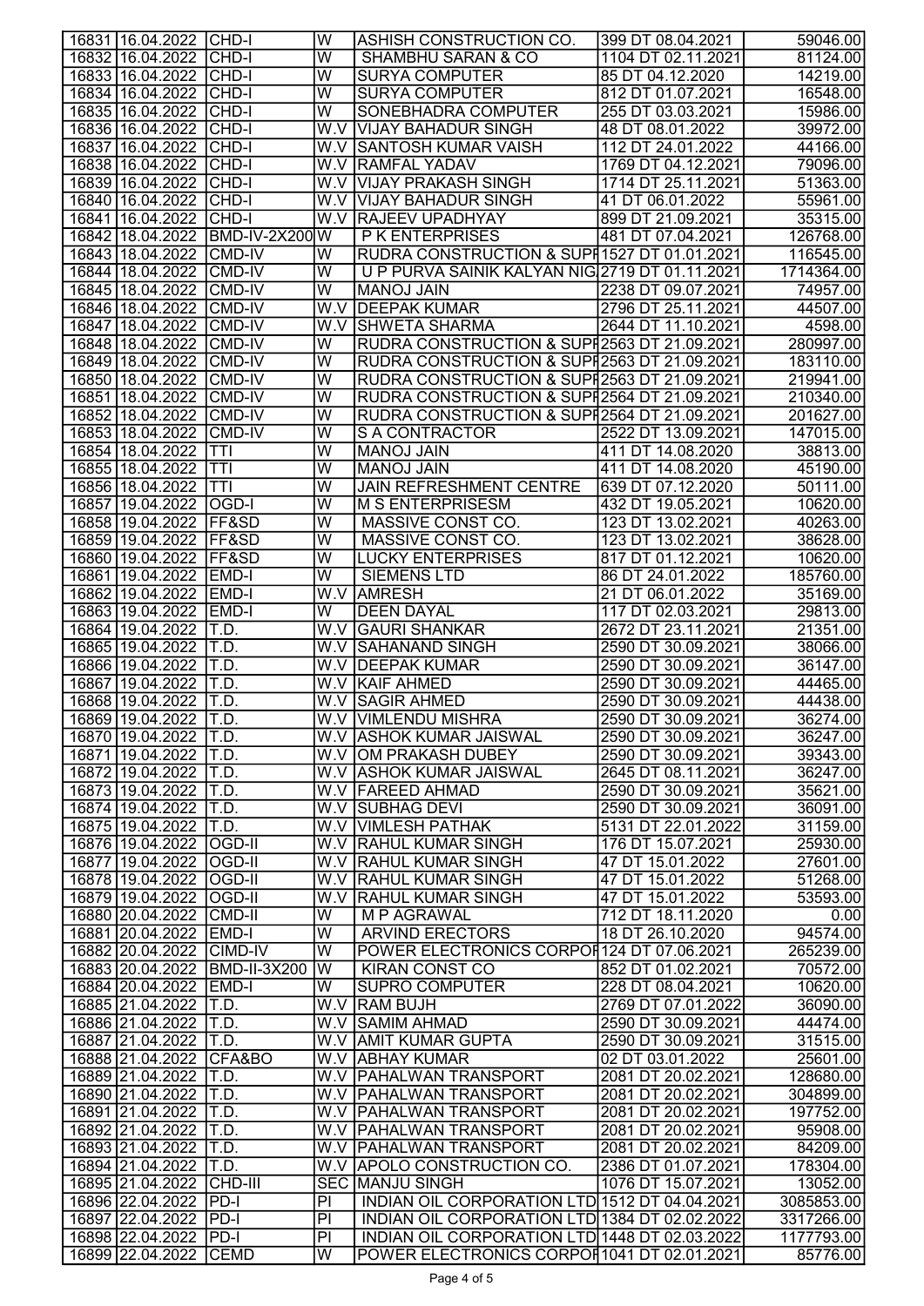| | | | | | | |
|---|---|---|---|---|---|---|
| 16831 | 16.04.2022 | CHD-I | W | ASHISH CONSTRUCTION CO. | 399 DT 08.04.2021 | 59046.00 |
| 16832 | 16.04.2022 | CHD-I | W | SHAMBHU SARAN & CO | 1104 DT 02.11.2021 | 81124.00 |
| 16833 | 16.04.2022 | CHD-I | W | SURYA COMPUTER | 85 DT 04.12.2020 | 14219.00 |
| 16834 | 16.04.2022 | CHD-I | W | SURYA COMPUTER | 812 DT 01.07.2021 | 16548.00 |
| 16835 | 16.04.2022 | CHD-I | W | SONEBHADRA COMPUTER | 255 DT 03.03.2021 | 15986.00 |
| 16836 | 16.04.2022 | CHD-I | W.V | VIJAY BAHADUR SINGH | 48 DT 08.01.2022 | 39972.00 |
| 16837 | 16.04.2022 | CHD-I | W.V | SANTOSH KUMAR VAISH | 112 DT 24.01.2022 | 44166.00 |
| 16838 | 16.04.2022 | CHD-I | W.V | RAMFAL YADAV | 1769 DT 04.12.2021 | 79096.00 |
| 16839 | 16.04.2022 | CHD-I | W.V | VIJAY PRAKASH SINGH | 1714 DT 25.11.2021 | 51363.00 |
| 16840 | 16.04.2022 | CHD-I | W.V | VIJAY BAHADUR SINGH | 41 DT 06.01.2022 | 55961.00 |
| 16841 | 16.04.2022 | CHD-I | W.V | RAJEEV UPADHYAY | 899 DT 21.09.2021 | 35315.00 |
| 16842 | 18.04.2022 | BMD-IV-2X200 | W | P K ENTERPRISES | 481 DT 07.04.2021 | 126768.00 |
| 16843 | 18.04.2022 | CMD-IV | W | RUDRA CONSTRUCTION & SUPI | 1527 DT 01.01.2021 | 116545.00 |
| 16844 | 18.04.2022 | CMD-IV | W | U P PURVA SAINIK KALYAN NIG | 2719 DT 01.11.2021 | 1714364.00 |
| 16845 | 18.04.2022 | CMD-IV | W | MANOJ JAIN | 2238 DT 09.07.2021 | 74957.00 |
| 16846 | 18.04.2022 | CMD-IV | W.V | DEEPAK KUMAR | 2796 DT 25.11.2021 | 44507.00 |
| 16847 | 18.04.2022 | CMD-IV | W.V | SHWETA SHARMA | 2644 DT 11.10.2021 | 4598.00 |
| 16848 | 18.04.2022 | CMD-IV | W | RUDRA CONSTRUCTION & SUPI | 2563 DT 21.09.2021 | 280997.00 |
| 16849 | 18.04.2022 | CMD-IV | W | RUDRA CONSTRUCTION & SUPI | 2563 DT 21.09.2021 | 183110.00 |
| 16850 | 18.04.2022 | CMD-IV | W | RUDRA CONSTRUCTION & SUPI | 2563 DT 21.09.2021 | 219941.00 |
| 16851 | 18.04.2022 | CMD-IV | W | RUDRA CONSTRUCTION & SUPI | 2564 DT 21.09.2021 | 210340.00 |
| 16852 | 18.04.2022 | CMD-IV | W | RUDRA CONSTRUCTION & SUPI | 2564 DT 21.09.2021 | 201627.00 |
| 16853 | 18.04.2022 | CMD-IV | W | S A CONTRACTOR | 2522 DT 13.09.2021 | 147015.00 |
| 16854 | 18.04.2022 | TTI | W | MANOJ JAIN | 411 DT 14.08.2020 | 38813.00 |
| 16855 | 18.04.2022 | TTI | W | MANOJ JAIN | 411 DT 14.08.2020 | 45190.00 |
| 16856 | 18.04.2022 | TTI | W | JAIN REFRESHMENT CENTRE | 639 DT 07.12.2020 | 50111.00 |
| 16857 | 19.04.2022 | OGD-I | W | M S ENTERPRISESM | 432 DT 19.05.2021 | 10620.00 |
| 16858 | 19.04.2022 | FF&SD | W | MASSIVE CONST CO. | 123 DT 13.02.2021 | 40263.00 |
| 16859 | 19.04.2022 | FF&SD | W | MASSIVE CONST CO. | 123 DT 13.02.2021 | 38628.00 |
| 16860 | 19.04.2022 | FF&SD | W | LUCKY ENTERPRISES | 817 DT 01.12.2021 | 10620.00 |
| 16861 | 19.04.2022 | EMD-I | W | SIEMENS LTD | 86 DT 24.01.2022 | 185760.00 |
| 16862 | 19.04.2022 | EMD-I | W.V | AMRESH | 21 DT 06.01.2022 | 35169.00 |
| 16863 | 19.04.2022 | EMD-I | W | DEEN DAYAL | 117 DT 02.03.2021 | 29813.00 |
| 16864 | 19.04.2022 | T.D. | W.V | GAURI SHANKAR | 2672 DT 23.11.2021 | 21351.00 |
| 16865 | 19.04.2022 | T.D. | W.V | SAHANAND SINGH | 2590 DT 30.09.2021 | 38066.00 |
| 16866 | 19.04.2022 | T.D. | W.V | DEEPAK KUMAR | 2590 DT 30.09.2021 | 36147.00 |
| 16867 | 19.04.2022 | T.D. | W.V | KAIF AHMED | 2590 DT 30.09.2021 | 44465.00 |
| 16868 | 19.04.2022 | T.D. | W.V | SAGIR AHMED | 2590 DT 30.09.2021 | 44438.00 |
| 16869 | 19.04.2022 | T.D. | W.V | VIMLENDU MISHRA | 2590 DT 30.09.2021 | 36274.00 |
| 16870 | 19.04.2022 | T.D. | W.V | ASHOK KUMAR JAISWAL | 2590 DT 30.09.2021 | 36247.00 |
| 16871 | 19.04.2022 | T.D. | W.V | OM PRAKASH DUBEY | 2590 DT 30.09.2021 | 39343.00 |
| 16872 | 19.04.2022 | T.D. | W.V | ASHOK KUMAR JAISWAL | 2645 DT 08.11.2021 | 36247.00 |
| 16873 | 19.04.2022 | T.D. | W.V | FAREED AHMAD | 2590 DT 30.09.2021 | 35621.00 |
| 16874 | 19.04.2022 | T.D. | W.V | SUBHAG DEVI | 2590 DT 30.09.2021 | 36091.00 |
| 16875 | 19.04.2022 | T.D. | W.V | VIMLESH PATHAK | 5131 DT 22.01.2022 | 31159.00 |
| 16876 | 19.04.2022 | OGD-II | W.V | RAHUL KUMAR SINGH | 176 DT 15.07.2021 | 25930.00 |
| 16877 | 19.04.2022 | OGD-II | W.V | RAHUL KUMAR SINGH | 47 DT 15.01.2022 | 27601.00 |
| 16878 | 19.04.2022 | OGD-II | W.V | RAHUL KUMAR SINGH | 47 DT 15.01.2022 | 51268.00 |
| 16879 | 19.04.2022 | OGD-II | W.V | RAHUL KUMAR SINGH | 47 DT 15.01.2022 | 53593.00 |
| 16880 | 20.04.2022 | CMD-II | W | M P AGRAWAL | 712 DT 18.11.2020 | 0.00 |
| 16881 | 20.04.2022 | EMD-I | W | ARVIND ERECTORS | 18 DT 26.10.2020 | 94574.00 |
| 16882 | 20.04.2022 | CIMD-IV | W | POWER ELECTRONICS CORPOI | 124 DT 07.06.2021 | 265239.00 |
| 16883 | 20.04.2022 | BMD-II-3X200 | W | KIRAN CONST CO | 852 DT 01.02.2021 | 70572.00 |
| 16884 | 20.04.2022 | EMD-I | W | SUPRO COMPUTER | 228 DT 08.04.2021 | 10620.00 |
| 16885 | 21.04.2022 | T.D. | W.V | RAM BUJH | 2769 DT 07.01.2022 | 36090.00 |
| 16886 | 21.04.2022 | T.D. | W.V | SAMIM AHMAD | 2590 DT 30.09.2021 | 44474.00 |
| 16887 | 21.04.2022 | T.D. | W.V | AMIT KUMAR GUPTA | 2590 DT 30.09.2021 | 31515.00 |
| 16888 | 21.04.2022 | CFA&BO | W.V | ABHAY KUMAR | 02 DT 03.01.2022 | 25601.00 |
| 16889 | 21.04.2022 | T.D. | W.V | PAHALWAN TRANSPORT | 2081 DT 20.02.2021 | 128680.00 |
| 16890 | 21.04.2022 | T.D. | W.V | PAHALWAN TRANSPORT | 2081 DT 20.02.2021 | 304899.00 |
| 16891 | 21.04.2022 | T.D. | W.V | PAHALWAN TRANSPORT | 2081 DT 20.02.2021 | 197752.00 |
| 16892 | 21.04.2022 | T.D. | W.V | PAHALWAN TRANSPORT | 2081 DT 20.02.2021 | 95908.00 |
| 16893 | 21.04.2022 | T.D. | W.V | PAHALWAN TRANSPORT | 2081 DT 20.02.2021 | 84209.00 |
| 16894 | 21.04.2022 | T.D. | W.V | APOLO CONSTRUCTION CO. | 2386 DT 01.07.2021 | 178304.00 |
| 16895 | 21.04.2022 | CHD-III | SEC | MANJU SINGH | 1076 DT 15.07.2021 | 13052.00 |
| 16896 | 22.04.2022 | PD-I | PI | INDIAN OIL CORPORATION LTD | 1512 DT 04.04.2021 | 3085853.00 |
| 16897 | 22.04.2022 | PD-I | PI | INDIAN OIL CORPORATION LTD | 1384 DT 02.02.2022 | 3317266.00 |
| 16898 | 22.04.2022 | PD-I | PI | INDIAN OIL CORPORATION LTD | 1448 DT 02.03.2022 | 1177793.00 |
| 16899 | 22.04.2022 | CEMD | W | POWER ELECTRONICS CORPOI | 1041 DT 02.01.2021 | 85776.00 |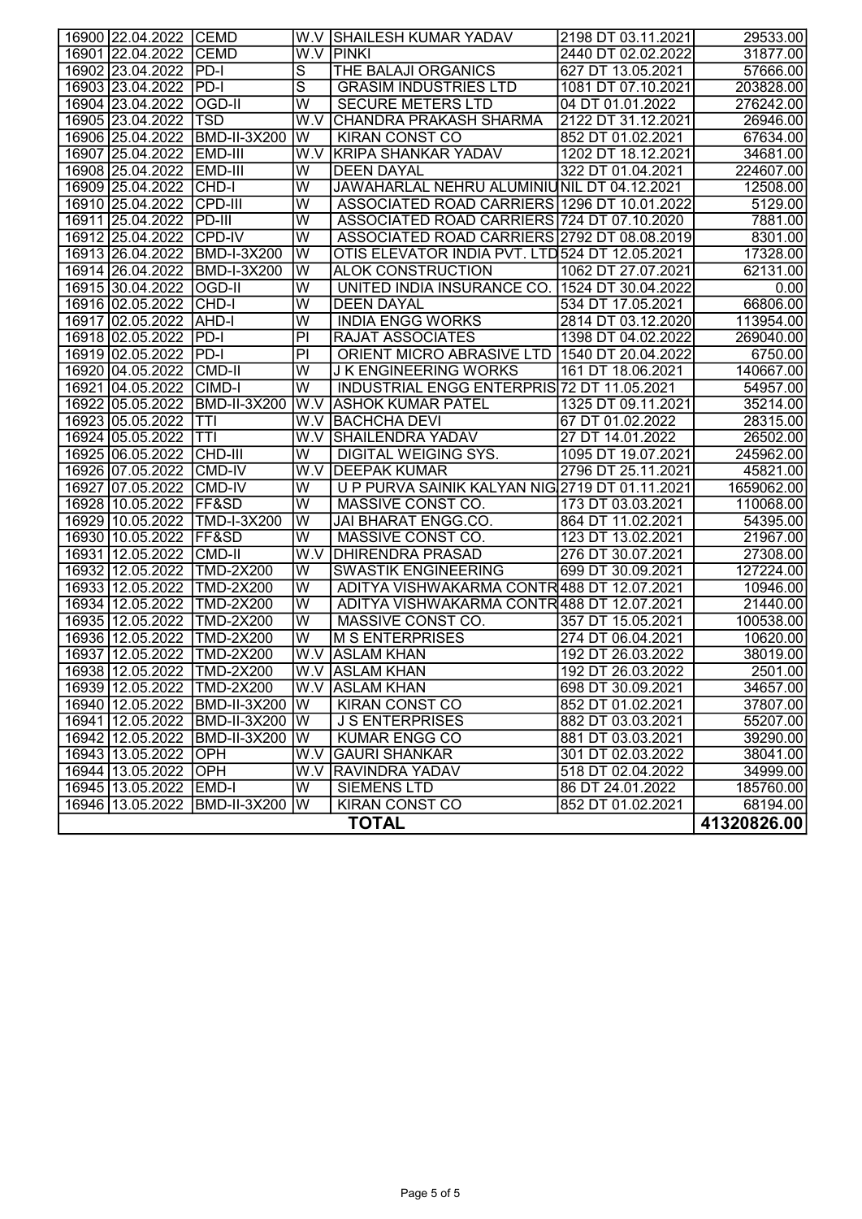| | | | | | | |
|---|---|---|---|---|---|---|
| 16900 | 22.04.2022 | CEMD | W.V | SHAILESH KUMAR YADAV | 2198 DT 03.11.2021 | 29533.00 |
| 16901 | 22.04.2022 | CEMD | W.V | PINKI | 2440 DT 02.02.2022 | 31877.00 |
| 16902 | 23.04.2022 | PD-I | S | THE BALAJI ORGANICS | 627 DT 13.05.2021 | 57666.00 |
| 16903 | 23.04.2022 | PD-I | S | GRASIM INDUSTRIES LTD | 1081 DT 07.10.2021 | 203828.00 |
| 16904 | 23.04.2022 | OGD-II | W | SECURE METERS LTD | 04 DT 01.01.2022 | 276242.00 |
| 16905 | 23.04.2022 | TSD | W.V | CHANDRA PRAKASH SHARMA | 2122 DT 31.12.2021 | 26946.00 |
| 16906 | 25.04.2022 | BMD-II-3X200 | W | KIRAN CONST CO | 852 DT 01.02.2021 | 67634.00 |
| 16907 | 25.04.2022 | EMD-III | W.V | KRIPA SHANKAR YADAV | 1202 DT 18.12.2021 | 34681.00 |
| 16908 | 25.04.2022 | EMD-III | W | DEEN DAYAL | 322 DT 01.04.2021 | 224607.00 |
| 16909 | 25.04.2022 | CHD-I | W | JAWAHARLAL NEHRU ALUMINIU | NIL DT 04.12.2021 | 12508.00 |
| 16910 | 25.04.2022 | CPD-III | W | ASSOCIATED ROAD CARRIERS | 1296 DT 10.01.2022 | 5129.00 |
| 16911 | 25.04.2022 | PD-III | W | ASSOCIATED ROAD CARRIERS | 724 DT 07.10.2020 | 7881.00 |
| 16912 | 25.04.2022 | CPD-IV | W | ASSOCIATED ROAD CARRIERS | 2792 DT 08.08.2019 | 8301.00 |
| 16913 | 26.04.2022 | BMD-I-3X200 | W | OTIS ELEVATOR INDIA PVT. LTD | 524 DT 12.05.2021 | 17328.00 |
| 16914 | 26.04.2022 | BMD-I-3X200 | W | ALOK CONSTRUCTION | 1062 DT 27.07.2021 | 62131.00 |
| 16915 | 30.04.2022 | OGD-II | W | UNITED INDIA INSURANCE CO. | 1524 DT 30.04.2022 | 0.00 |
| 16916 | 02.05.2022 | CHD-I | W | DEEN DAYAL | 534 DT 17.05.2021 | 66806.00 |
| 16917 | 02.05.2022 | AHD-I | W | INDIA ENGG WORKS | 2814 DT 03.12.2020 | 113954.00 |
| 16918 | 02.05.2022 | PD-I | PI | RAJAT ASSOCIATES | 1398 DT 04.02.2022 | 269040.00 |
| 16919 | 02.05.2022 | PD-I | PI | ORIENT MICRO ABRASIVE LTD | 1540 DT 20.04.2022 | 6750.00 |
| 16920 | 04.05.2022 | CMD-II | W | J K ENGINEERING WORKS | 161 DT 18.06.2021 | 140667.00 |
| 16921 | 04.05.2022 | CIMD-I | W | INDUSTRIAL ENGG ENTERPRIS | 72 DT 11.05.2021 | 54957.00 |
| 16922 | 05.05.2022 | BMD-II-3X200 | W.V | ASHOK KUMAR PATEL | 1325 DT 09.11.2021 | 35214.00 |
| 16923 | 05.05.2022 | TTI | W.V | BACHCHA DEVI | 67 DT 01.02.2022 | 28315.00 |
| 16924 | 05.05.2022 | TTI | W.V | SHAILENDRA YADAV | 27 DT 14.01.2022 | 26502.00 |
| 16925 | 06.05.2022 | CHD-III | W | DIGITAL WEIGING SYS. | 1095 DT 19.07.2021 | 245962.00 |
| 16926 | 07.05.2022 | CMD-IV | W.V | DEEPAK KUMAR | 2796 DT 25.11.2021 | 45821.00 |
| 16927 | 07.05.2022 | CMD-IV | W | U P PURVA SAINIK KALYAN NIG | 2719 DT 01.11.2021 | 1659062.00 |
| 16928 | 10.05.2022 | FF&SD | W | MASSIVE CONST CO. | 173 DT 03.03.2021 | 110068.00 |
| 16929 | 10.05.2022 | TMD-I-3X200 | W | JAI BHARAT ENGG.CO. | 864 DT 11.02.2021 | 54395.00 |
| 16930 | 10.05.2022 | FF&SD | W | MASSIVE CONST CO. | 123 DT 13.02.2021 | 21967.00 |
| 16931 | 12.05.2022 | CMD-II | W.V | DHIRENDRA PRASAD | 276 DT 30.07.2021 | 27308.00 |
| 16932 | 12.05.2022 | TMD-2X200 | W | SWASTIK ENGINEERING | 699 DT 30.09.2021 | 127224.00 |
| 16933 | 12.05.2022 | TMD-2X200 | W | ADITYA VISHWAKARMA CONTR | 488 DT 12.07.2021 | 10946.00 |
| 16934 | 12.05.2022 | TMD-2X200 | W | ADITYA VISHWAKARMA CONTR | 488 DT 12.07.2021 | 21440.00 |
| 16935 | 12.05.2022 | TMD-2X200 | W | MASSIVE CONST CO. | 357 DT 15.05.2021 | 100538.00 |
| 16936 | 12.05.2022 | TMD-2X200 | W | M S ENTERPRISES | 274 DT 06.04.2021 | 10620.00 |
| 16937 | 12.05.2022 | TMD-2X200 | W.V | ASLAM KHAN | 192 DT 26.03.2022 | 38019.00 |
| 16938 | 12.05.2022 | TMD-2X200 | W.V | ASLAM KHAN | 192 DT 26.03.2022 | 2501.00 |
| 16939 | 12.05.2022 | TMD-2X200 | W.V | ASLAM KHAN | 698 DT 30.09.2021 | 34657.00 |
| 16940 | 12.05.2022 | BMD-II-3X200 | W | KIRAN CONST CO | 852 DT 01.02.2021 | 37807.00 |
| 16941 | 12.05.2022 | BMD-II-3X200 | W | J S ENTERPRISES | 882 DT 03.03.2021 | 55207.00 |
| 16942 | 12.05.2022 | BMD-II-3X200 | W | KUMAR ENGG CO | 881 DT 03.03.2021 | 39290.00 |
| 16943 | 13.05.2022 | OPH | W.V | GAURI SHANKAR | 301 DT 02.03.2022 | 38041.00 |
| 16944 | 13.05.2022 | OPH | W.V | RAVINDRA YADAV | 518 DT 02.04.2022 | 34999.00 |
| 16945 | 13.05.2022 | EMD-I | W | SIEMENS LTD | 86 DT 24.01.2022 | 185760.00 |
| 16946 | 13.05.2022 | BMD-II-3X200 | W | KIRAN CONST CO | 852 DT 01.02.2021 | 68194.00 |
| | | | | **TOTAL** | | **41320826.00** |